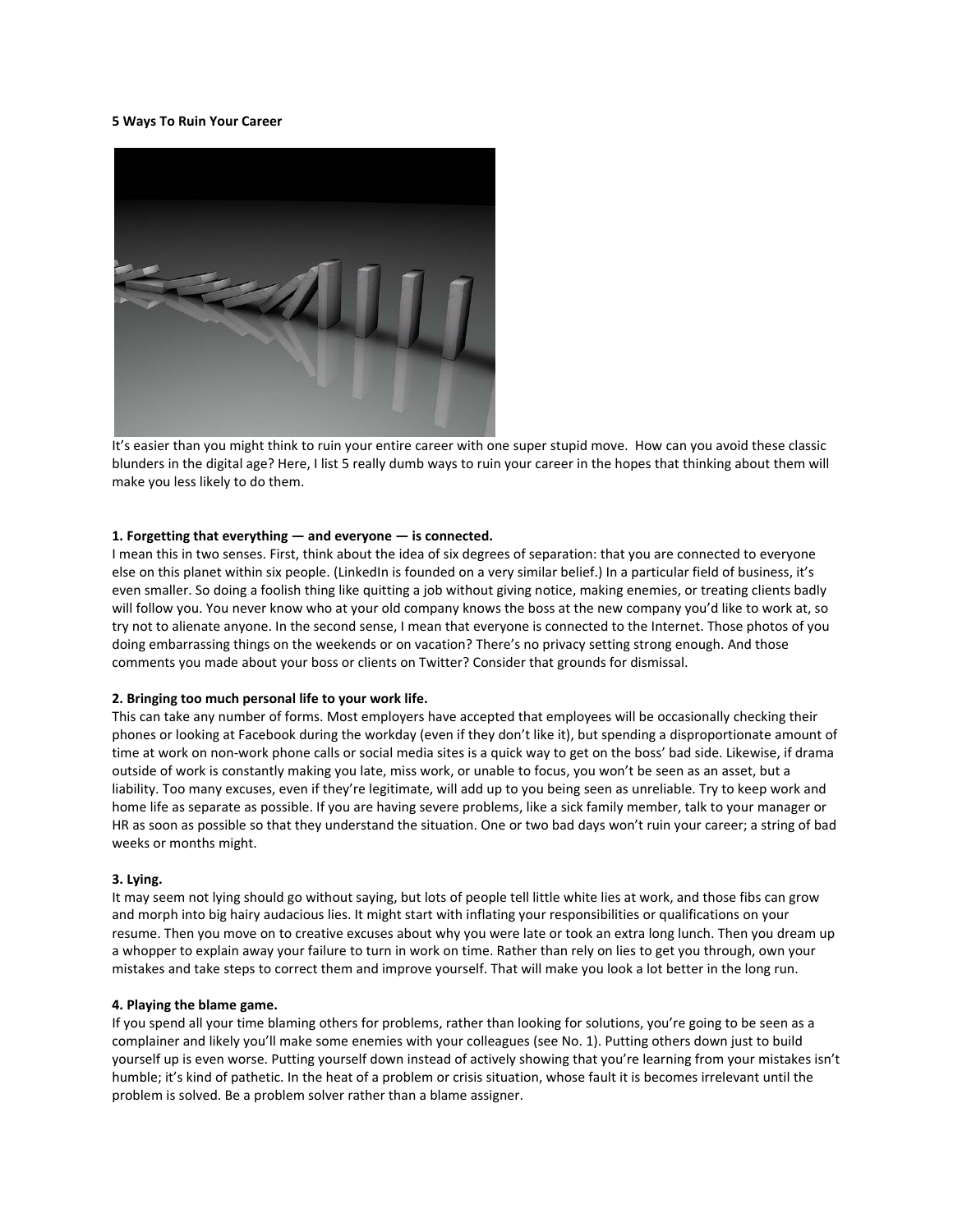**5 Ways To Ruin Your Career**

It's easier than you might think to ruin your entire career with one super stupid move. How can you avoid these classic blunders in the digital age? Here, I list 5 really dumb ways to ruin your career in the hopes that thinking about them will make you less likely to do them.

**1. Forgetting that everything — and everyone — is connected.**

I mean this in two senses. First, think about the idea of six degrees of separation: that you are connected to everyone else on this planet within six people. (LinkedIn is founded on a very similar belief.) In a particular field of business, it's even smaller. So doing a foolish thing like quitting a job without giving notice, making enemies, or treating clients badly will follow you. You never know who at your old company knows the boss at the new company you'd like to work at, so try not to alienate anyone. In the second sense, I mean that everyone is connected to the Internet. Those photos of you doing embarrassing things on the weekends or on vacation? There's no privacy setting strong enough. And those comments you made about your boss or clients on Twitter? Consider that grounds for dismissal.

**2. Bringing too much personal life to your work life.**

This can take any number of forms. Most employers have accepted that employees will be occasionally checking their phones or looking at Facebook during the workday (even if they don't like it), but spending a disproportionate amount of time at work on non-work phone calls or social media sites is a quick way to get on the boss' bad side. Likewise, if drama outside of work is constantly making you late, miss work, or unable to focus, you won't be seen as an asset, but a liability. Too many excuses, even if they're legitimate, will add up to you being seen as unreliable. Try to keep work and home life as separate as possible. If you are having severe problems, like a sick family member, talk to your manager or HR as soon as possible so that they understand the situation. One or two bad days won't ruin your career; a string of bad weeks or months might.

**3. Lying.**

It may seem not lying should go without saying, but lots of people tell little white lies at work, and those fibs can grow and morph into big hairy audacious lies. It might start with inflating your responsibilities or qualifications on your resume. Then you move on to creative excuses about why you were late or took an extra long lunch. Then you dream up a whopper to explain away your failure to turn in work on time. Rather than rely on lies to get you through, own your mistakes and take steps to correct them and improve yourself. That will make you look a lot better in the long run.

**4. Playing the blame game.**

If you spend all your time blaming others for problems, rather than looking for solutions, you're going to be seen as a complainer and likely you'll make some enemies with your colleagues (see No. 1). Putting others down just to build yourself up is even worse. Putting yourself down instead of actively showing that you're learning from your mistakes isn't humble; it's kind of pathetic. In the heat of a problem or crisis situation, whose fault it is becomes irrelevant until the problem is solved. Be a problem solver rather than a blame assigner.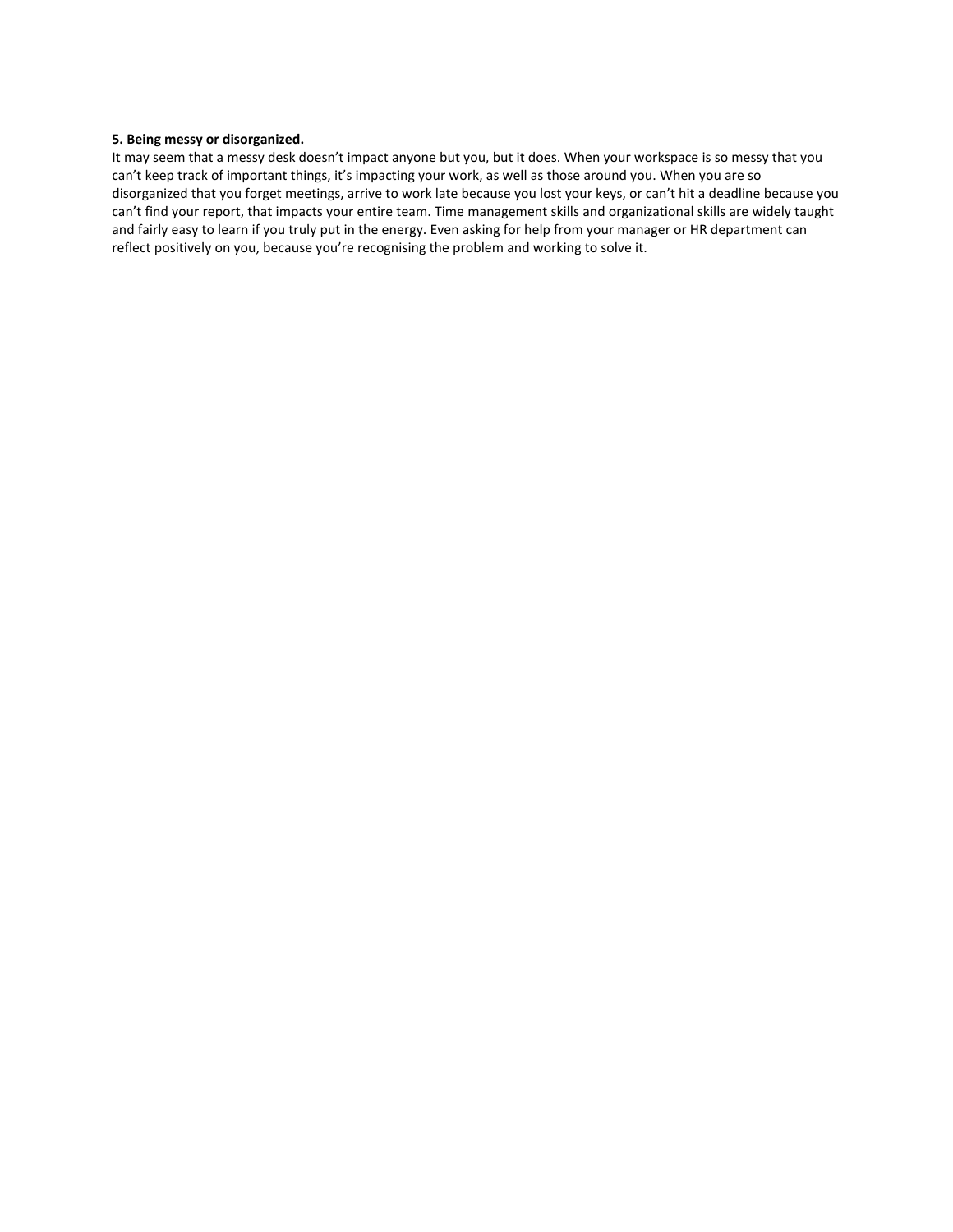**5. Being messy or disorganized.**

It may seem that a messy desk doesn't impact anyone but you, but it does. When your workspace is so messy that you can't keep track of important things, it's impacting your work, as well as those around you. When you are so disorganized that you forget meetings, arrive to work late because you lost your keys, or can't hit a deadline because you can't find your report, that impacts your entire team. Time management skills and organizational skills are widely taught and fairly easy to learn if you truly put in the energy. Even asking for help from your manager or HR department can reflect positively on you, because you're recognising the problem and working to solve it.